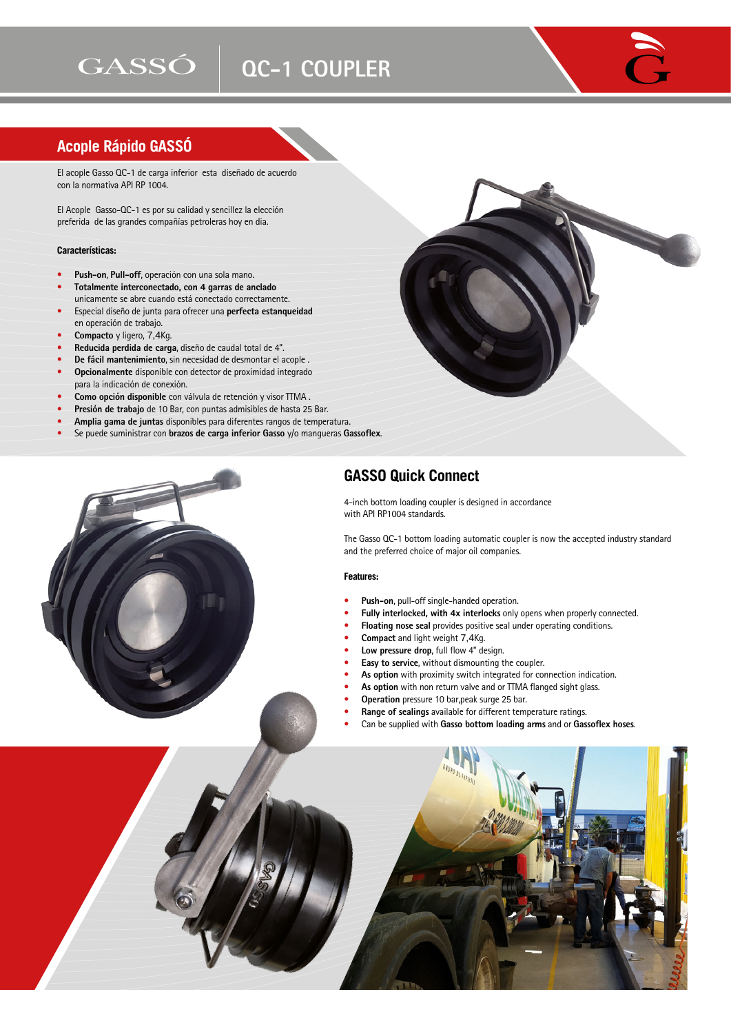# GASSÓ QC-1 COUPLER

## Acople Rápido GASSÓ

El acople Gasso QC-1 de carga inferior esta diseñado de acuerdo con la normativa API RP 1004.

El Acople Gasso-QC-1 es por su calidad y sencillez la elección preferida de las grandes compañías petroleras hoy en dia.

**Características:**

- **Push-on**, **Pull-off**, operación con una sola mano.
- **Totalmente interconectado, con 4 garras de anclado** unicamente se abre cuando está conectado correctamente.
- Especial diseño de junta para ofrecer una **perfecta estanqueidad** en operación de trabajo.
- **Compacto** y ligero, 7,4Kg.
- **Reducida perdida de carga**, diseño de caudal total de 4".
- **De fácil mantenimiento**, sin necesidad de desmontar el acople .
- **Opcionalmente** disponible con detector de proximidad integrado para la indicación de conexión.
- **Como opción disponible** con válvula de retención y visor TTMA .
- **Presión de trabajo** de 10 Bar, con puntas admisibles de hasta 25 Bar.
- **Amplia gama de juntas** disponibles para diferentes rangos de temperatura.
- Se puede suministrar con **brazos de carga inferior Gasso** y/o mangueras **Gassoflex**.

## GASSO Quick Connect

4-inch bottom loading coupler is designed in accordance with API RP1004 standards.

The Gasso QC-1 bottom loading automatic coupler is now the accepted industry standard and the preferred choice of major oil companies.

**Features:**

- **Push-on**, pull-off single-handed operation.
- **Fully interlocked, with 4x interlocks** only opens when properly connected.
- **Floating nose seal** provides positive seal under operating conditions.
- **Compact** and light weight 7,4Kg.
- **Low pressure drop**, full flow 4" design.
- **Easy to service**, without dismounting the coupler.
- **As option** with proximity switch integrated for connection indication.
- **As option** with non return valve and or TTMA flanged sight glass.
- **Operation** pressure 10 bar,peak surge 25 bar.
- **Range of sealings** available for different temperature ratings.
- Can be supplied with **Gasso bottom loading arms** and or **Gassoflex hoses**.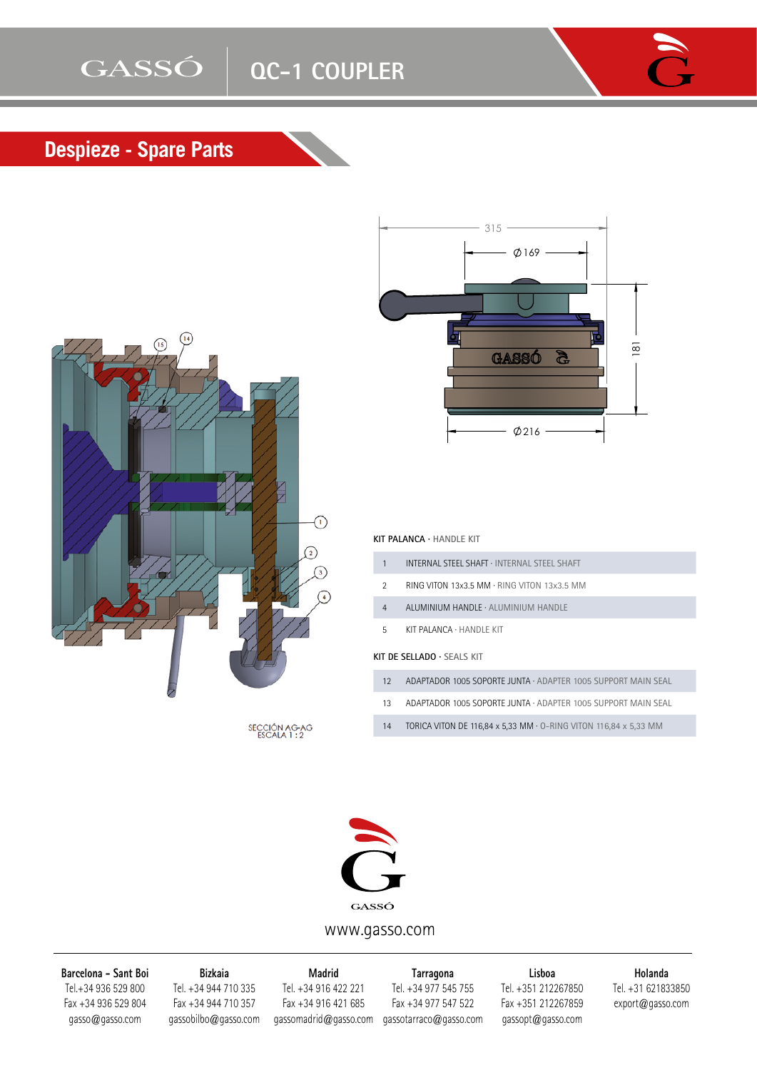# GASSÓ QC-1 COUPLER

## Despieze - Spare Parts

315
Ø169
181
Ø216

15
14
1
2
3
4

SECCIÓN AG-AG
ESCALA 1 : 2

**KIT PALANCA** · HANDLE KIT

| | |
|---|---|
| 1 | INTERNAL STEEL SHAFT · INTERNAL STEEL SHAFT |
| 2 | RING VITON 13x3.5 MM · RING VITON 13x3.5 MM |
| 4 | ALUMINIUM HANDLE · ALUMINIUM HANDLE |
| 5 | KIT PALANCA · HANDLE KIT |

**KIT DE SELLADO** · SEALS KIT

| | |
|---|---|
| 12 | ADAPTADOR 1005 SOPORTE JUNTA · ADAPTER 1005 SUPPORT MAIN SEAL |
| 13 | ADAPTADOR 1005 SOPORTE JUNTA · ADAPTER 1005 SUPPORT MAIN SEAL |
| 14 | TORICA VITON DE 116,84 x 5,33 MM · O-RING VITON 116,84 x 5,33 MM |

GASSÓ

www.gasso.com

| Barcelona - Sant Boi | Bizkaia | Madrid | Tarragona | Lisboa | Holanda |
|---|---|---|---|---|---|
| Tel.+34 936 529 800 | Tel. +34 944 710 335 | Tel. +34 916 422 221 | Tel. +34 977 545 755 | Tel. +351 212267850 | Tel. +31 621833850 |
| Fax +34 936 529 804 | Fax +34 944 710 357 | Fax +34 916 421 685 | Fax +34 977 547 522 | Fax +351 212267859 | export@gasso.com |
| gasso@gasso.com | gassobilbo@gasso.com | gassomadrid@gasso.com | gassotarraco@gasso.com | gassopt@gasso.com | |